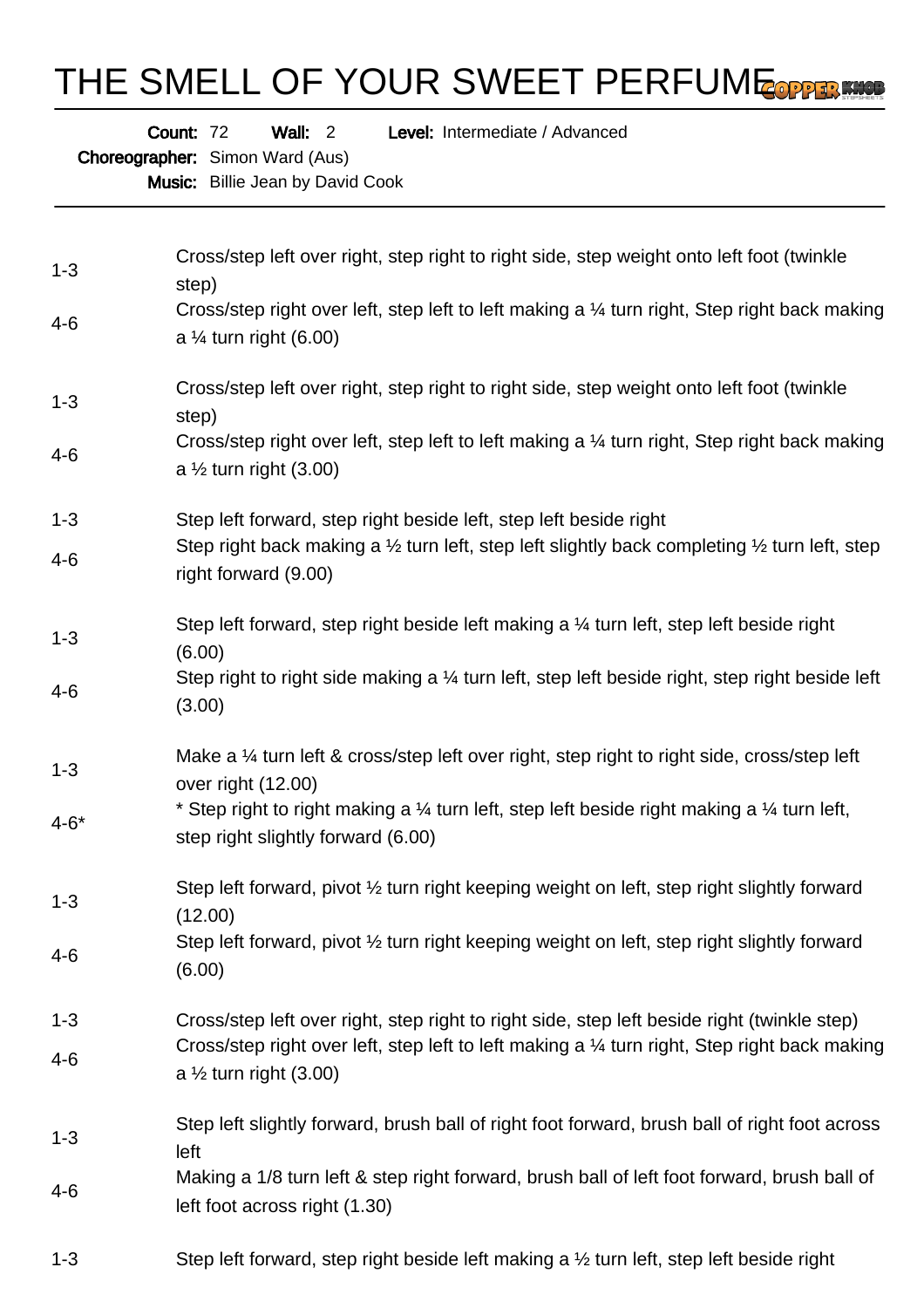# THE SMELL OF YOUR SWEET PERFUME

**Count:** 72 **Wall:** 2 **Level:** Intermediate / Advanced
**Choreographer:** Simon Ward (Aus)
**Music:** Billie Jean by David Cook

| | |
|---|---|
| 1-3 | Cross/step left over right, step right to right side, step weight onto left foot (twinkle step) |
| 4-6 | Cross/step right over left, step left to left making a ¼ turn right, Step right back making a ¼ turn right (6.00) |

| | |
|---|---|
| 1-3 | Cross/step left over right, step right to right side, step weight onto left foot (twinkle step) |
| 4-6 | Cross/step right over left, step left to left making a ¼ turn right, Step right back making a ½ turn right (3.00) |

| | |
|---|---|
| 1-3 | Step left forward, step right beside left, step left beside right |
| 4-6 | Step right back making a ½ turn left, step left slightly back completing ½ turn left, step right forward (9.00) |

| | |
|---|---|
| 1-3 | Step left forward, step right beside left making a ¼ turn left, step left beside right (6.00) |
| 4-6 | Step right to right side making a ¼ turn left, step left beside right, step right beside left (3.00) |

| | |
|---|---|
| 1-3 | Make a ¼ turn left & cross/step left over right, step right to right side, cross/step left over right (12.00) |
| 4-6* | * Step right to right making a ¼ turn left, step left beside right making a ¼ turn left, step right slightly forward (6.00) |

| | |
|---|---|
| 1-3 | Step left forward, pivot ½ turn right keeping weight on left, step right slightly forward (12.00) |
| 4-6 | Step left forward, pivot ½ turn right keeping weight on left, step right slightly forward (6.00) |

| | |
|---|---|
| 1-3 | Cross/step left over right, step right to right side, step left beside right (twinkle step) |
| 4-6 | Cross/step right over left, step left to left making a ¼ turn right, Step right back making a ½ turn right (3.00) |

| | |
|---|---|
| 1-3 | Step left slightly forward, brush ball of right foot forward, brush ball of right foot across left |
| 4-6 | Making a 1/8 turn left & step right forward, brush ball of left foot forward, brush ball of left foot across right (1.30) |

| | |
|---|---|
| 1-3 | Step left forward, step right beside left making a ½ turn left, step left beside right |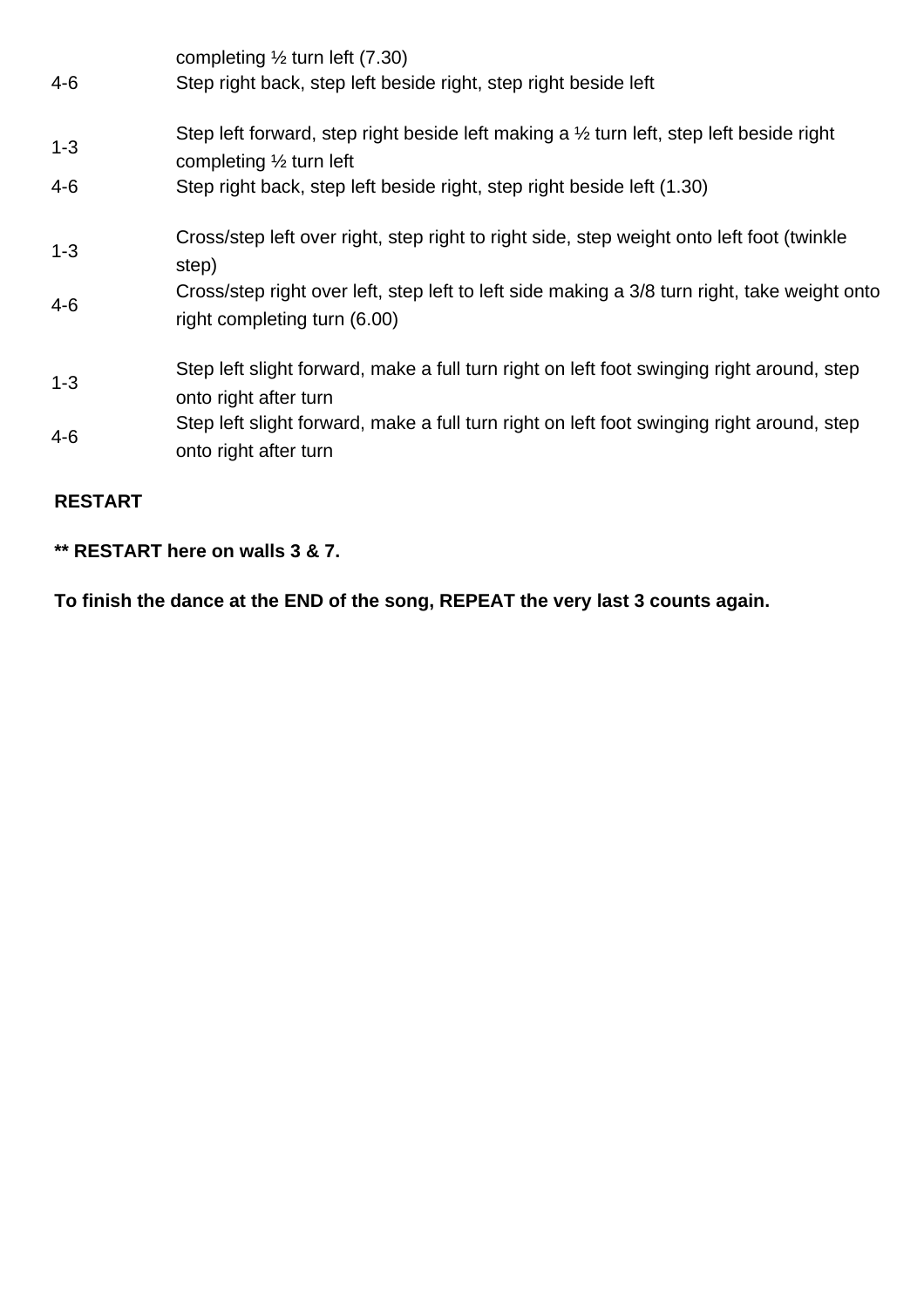| | |
|---|---|
| | completing ½ turn left (7.30) |
| 4-6 | Step right back, step left beside right, step right beside left |
| 1-3 | Step left forward, step right beside left making a ½ turn left, step left beside right completing ½ turn left |
| 4-6 | Step right back, step left beside right, step right beside left (1.30) |
| 1-3 | Cross/step left over right, step right to right side, step weight onto left foot (twinkle step) |
| 4-6 | Cross/step right over left, step left to left side making a 3/8 turn right, take weight onto right completing turn (6.00) |
| 1-3 | Step left slight forward, make a full turn right on left foot swinging right around, step onto right after turn |
| 4-6 | Step left slight forward, make a full turn right on left foot swinging right around, step onto right after turn |

**RESTART**

**** RESTART here on walls 3 & 7.**

**To finish the dance at the END of the song, REPEAT the very last 3 counts again.**